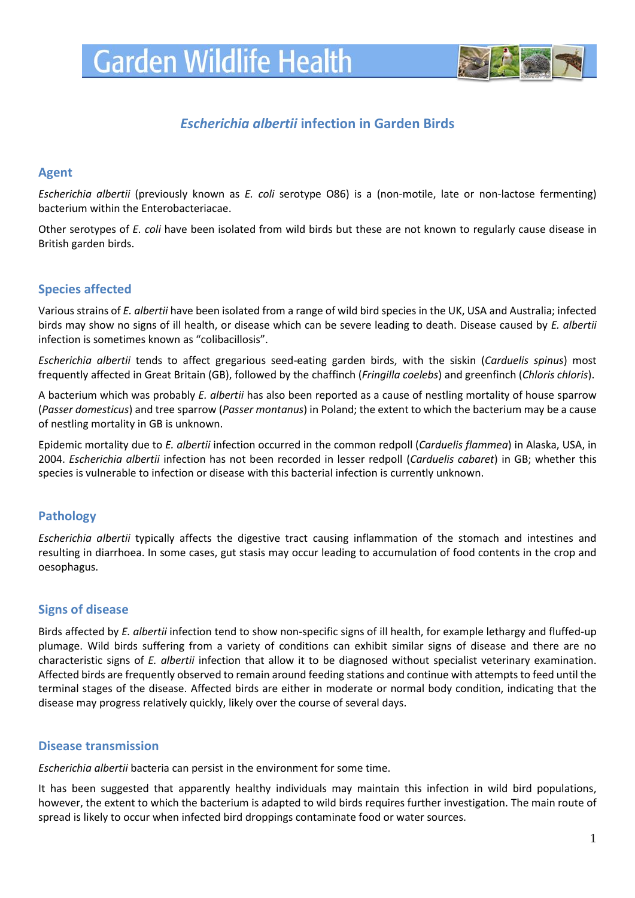# Garden Wildlife Health

## *Escherichia albertii* infection in Garden Birds

### Agent

*Escherichia albertii* (previously known as *E. coli* serotype O86) is a (non-motile, late or non-lactose fermenting) bacterium within the Enterobacteriacae.

Other serotypes of *E. coli* have been isolated from wild birds but these are not known to regularly cause disease in British garden birds.

### Species affected

Various strains of *E. albertii* have been isolated from a range of wild bird species in the UK, USA and Australia; infected birds may show no signs of ill health, or disease which can be severe leading to death. Disease caused by *E. albertii* infection is sometimes known as "colibacillosis".

*Escherichia albertii* tends to affect gregarious seed-eating garden birds, with the siskin (*Carduelis spinus*) most frequently affected in Great Britain (GB), followed by the chaffinch (*Fringilla coelebs*) and greenfinch (*Chloris chloris*).

A bacterium which was probably *E. albertii* has also been reported as a cause of nestling mortality of house sparrow (*Passer domesticus*) and tree sparrow (*Passer montanus*) in Poland; the extent to which the bacterium may be a cause of nestling mortality in GB is unknown.

Epidemic mortality due to *E. albertii* infection occurred in the common redpoll (*Carduelis flammea*) in Alaska, USA, in 2004. *Escherichia albertii* infection has not been recorded in lesser redpoll (*Carduelis cabaret*) in GB; whether this species is vulnerable to infection or disease with this bacterial infection is currently unknown.

### Pathology

*Escherichia albertii* typically affects the digestive tract causing inflammation of the stomach and intestines and resulting in diarrhoea. In some cases, gut stasis may occur leading to accumulation of food contents in the crop and oesophagus.

### Signs of disease

Birds affected by *E. albertii* infection tend to show non-specific signs of ill health, for example lethargy and fluffed-up plumage. Wild birds suffering from a variety of conditions can exhibit similar signs of disease and there are no characteristic signs of *E. albertii* infection that allow it to be diagnosed without specialist veterinary examination. Affected birds are frequently observed to remain around feeding stations and continue with attempts to feed until the terminal stages of the disease. Affected birds are either in moderate or normal body condition, indicating that the disease may progress relatively quickly, likely over the course of several days.

### Disease transmission

*Escherichia albertii* bacteria can persist in the environment for some time.

It has been suggested that apparently healthy individuals may maintain this infection in wild bird populations, however, the extent to which the bacterium is adapted to wild birds requires further investigation. The main route of spread is likely to occur when infected bird droppings contaminate food or water sources.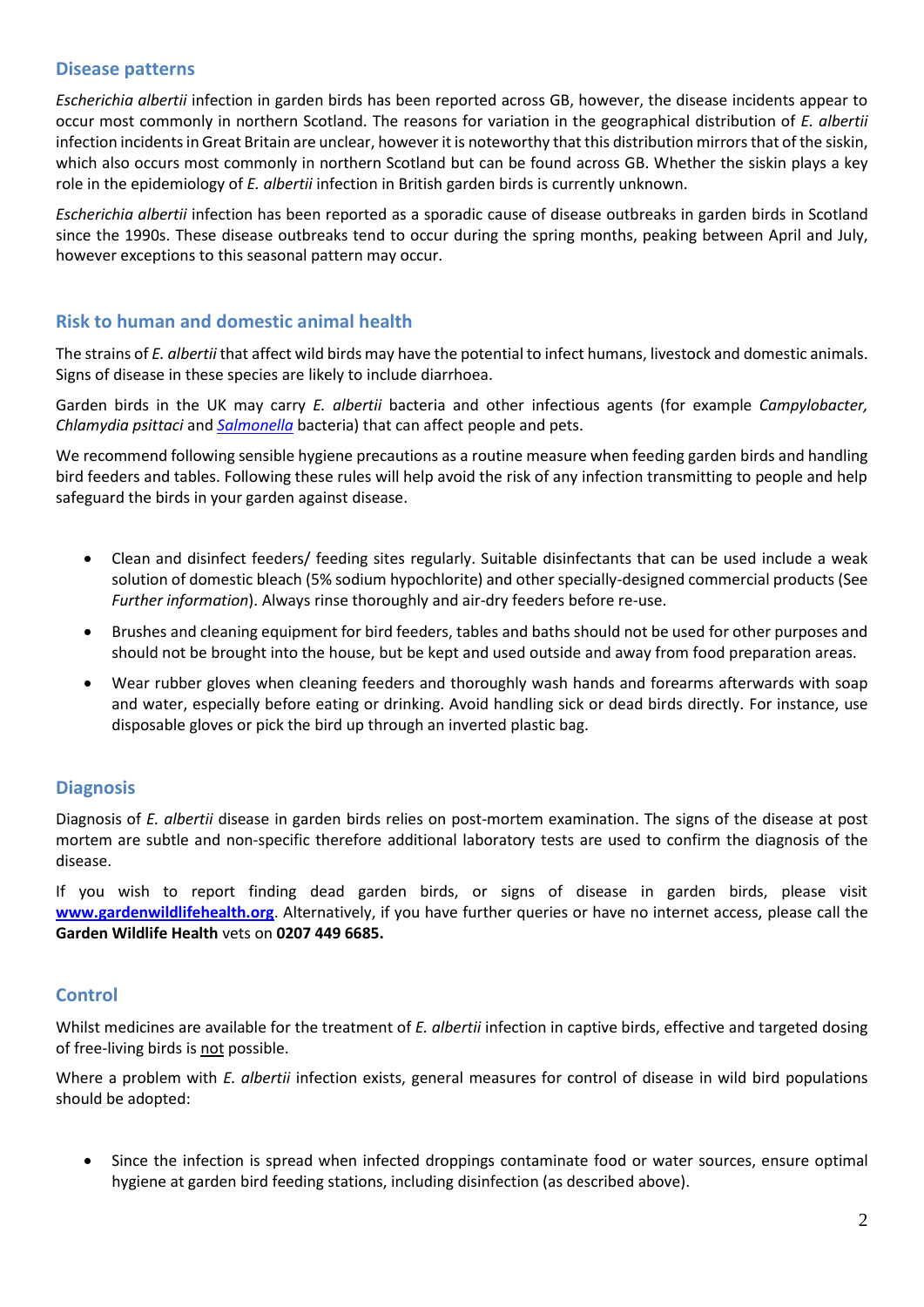## Disease patterns

*Escherichia albertii* infection in garden birds has been reported across GB, however, the disease incidents appear to occur most commonly in northern Scotland. The reasons for variation in the geographical distribution of *E. albertii* infection incidents in Great Britain are unclear, however it is noteworthy that this distribution mirrors that of the siskin, which also occurs most commonly in northern Scotland but can be found across GB. Whether the siskin plays a key role in the epidemiology of *E. albertii* infection in British garden birds is currently unknown.

*Escherichia albertii* infection has been reported as a sporadic cause of disease outbreaks in garden birds in Scotland since the 1990s. These disease outbreaks tend to occur during the spring months, peaking between April and July, however exceptions to this seasonal pattern may occur.

## Risk to human and domestic animal health

The strains of *E. albertii* that affect wild birds may have the potential to infect humans, livestock and domestic animals. Signs of disease in these species are likely to include diarrhoea.

Garden birds in the UK may carry *E. albertii* bacteria and other infectious agents (for example *Campylobacter, Chlamydia psittaci* and *Salmonella* bacteria) that can affect people and pets.

We recommend following sensible hygiene precautions as a routine measure when feeding garden birds and handling bird feeders and tables. Following these rules will help avoid the risk of any infection transmitting to people and help safeguard the birds in your garden against disease.

- Clean and disinfect feeders/ feeding sites regularly. Suitable disinfectants that can be used include a weak solution of domestic bleach (5% sodium hypochlorite) and other specially-designed commercial products (See *Further information*). Always rinse thoroughly and air-dry feeders before re-use.
- Brushes and cleaning equipment for bird feeders, tables and baths should not be used for other purposes and should not be brought into the house, but be kept and used outside and away from food preparation areas.
- Wear rubber gloves when cleaning feeders and thoroughly wash hands and forearms afterwards with soap and water, especially before eating or drinking. Avoid handling sick or dead birds directly. For instance, use disposable gloves or pick the bird up through an inverted plastic bag.

## Diagnosis

Diagnosis of *E. albertii* disease in garden birds relies on post-mortem examination. The signs of the disease at post mortem are subtle and non-specific therefore additional laboratory tests are used to confirm the diagnosis of the disease.

If you wish to report finding dead garden birds, or signs of disease in garden birds, please visit **www.gardenwildlifehealth.org**. Alternatively, if you have further queries or have no internet access, please call the **Garden Wildlife Health** vets on **0207 449 6685.**

## Control

Whilst medicines are available for the treatment of *E. albertii* infection in captive birds, effective and targeted dosing of free-living birds is not possible.

Where a problem with *E. albertii* infection exists, general measures for control of disease in wild bird populations should be adopted:

- Since the infection is spread when infected droppings contaminate food or water sources, ensure optimal hygiene at garden bird feeding stations, including disinfection (as described above).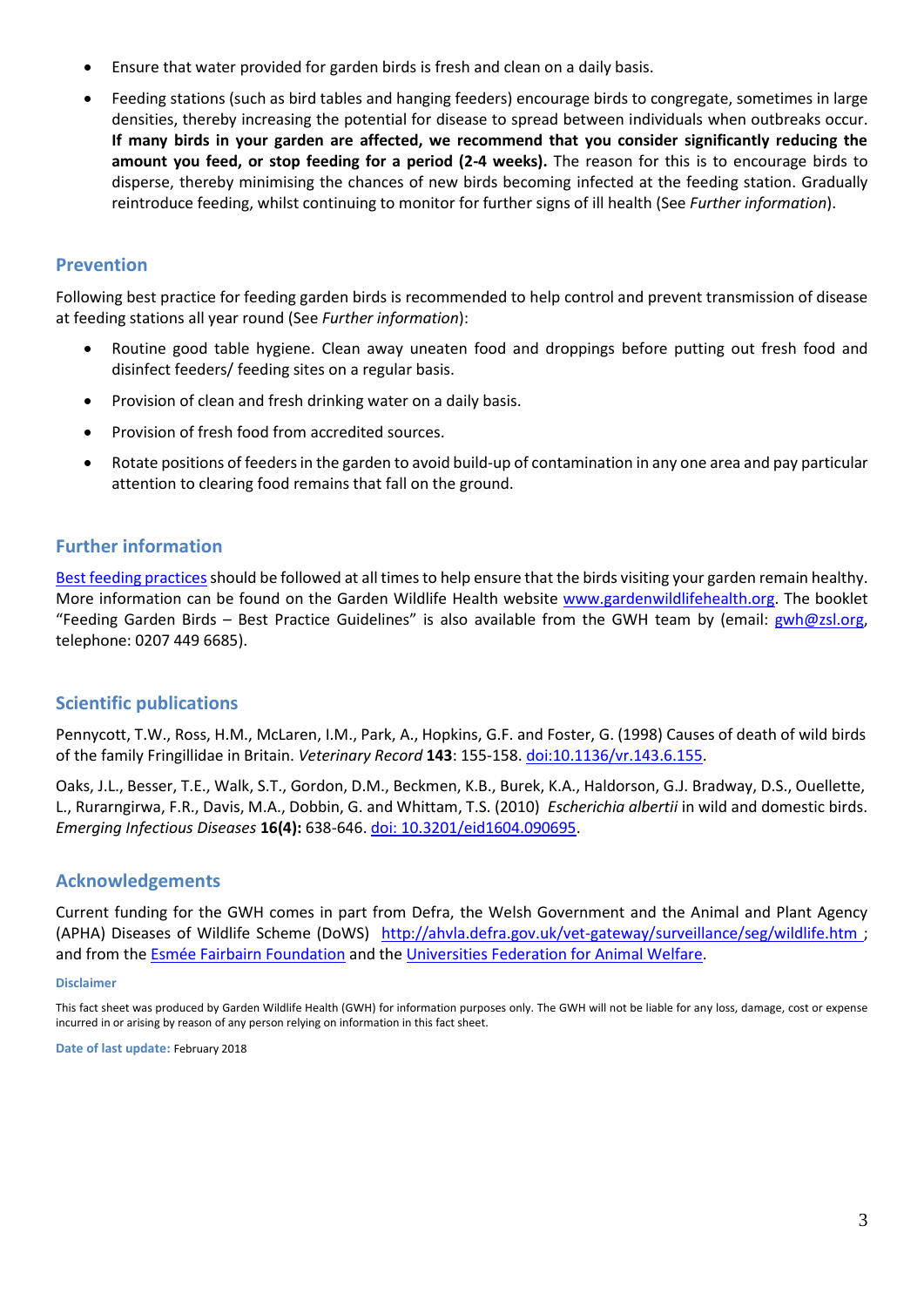- Ensure that water provided for garden birds is fresh and clean on a daily basis.
- Feeding stations (such as bird tables and hanging feeders) encourage birds to congregate, sometimes in large densities, thereby increasing the potential for disease to spread between individuals when outbreaks occur. **If many birds in your garden are affected, we recommend that you consider significantly reducing the amount you feed, or stop feeding for a period (2-4 weeks).** The reason for this is to encourage birds to disperse, thereby minimising the chances of new birds becoming infected at the feeding station. Gradually reintroduce feeding, whilst continuing to monitor for further signs of ill health (See *Further information*).

## Prevention

Following best practice for feeding garden birds is recommended to help control and prevent transmission of disease at feeding stations all year round (See *Further information*):

- Routine good table hygiene. Clean away uneaten food and droppings before putting out fresh food and disinfect feeders/ feeding sites on a regular basis.
- Provision of clean and fresh drinking water on a daily basis.
- Provision of fresh food from accredited sources.
- Rotate positions of feeders in the garden to avoid build-up of contamination in any one area and pay particular attention to clearing food remains that fall on the ground.

## Further information

Best feeding practices should be followed at all times to help ensure that the birds visiting your garden remain healthy. More information can be found on the Garden Wildlife Health website www.gardenwildlifehealth.org. The booklet "Feeding Garden Birds – Best Practice Guidelines" is also available from the GWH team by (email: gwh@zsl.org, telephone: 0207 449 6685).

## Scientific publications

Pennycott, T.W., Ross, H.M., McLaren, I.M., Park, A., Hopkins, G.F. and Foster, G. (1998) Causes of death of wild birds of the family Fringillidae in Britain. *Veterinary Record* **143**: 155-158. doi:10.1136/vr.143.6.155.

Oaks, J.L., Besser, T.E., Walk, S.T., Gordon, D.M., Beckmen, K.B., Burek, K.A., Haldorson, G.J. Bradway, D.S., Ouellette, L., Rurarngirwa, F.R., Davis, M.A., Dobbin, G. and Whittam, T.S. (2010) *Escherichia albertii* in wild and domestic birds. *Emerging Infectious Diseases* **16(4):** 638-646. doi: 10.3201/eid1604.090695.

## Acknowledgements

Current funding for the GWH comes in part from Defra, the Welsh Government and the Animal and Plant Agency (APHA) Diseases of Wildlife Scheme (DoWS) http://ahvla.defra.gov.uk/vet-gateway/surveillance/seg/wildlife.htm ; and from the Esmée Fairbairn Foundation and the Universities Federation for Animal Welfare.

#### Disclaimer

This fact sheet was produced by Garden Wildlife Health (GWH) for information purposes only. The GWH will not be liable for any loss, damage, cost or expense incurred in or arising by reason of any person relying on information in this fact sheet.

**Date of last update:** February 2018